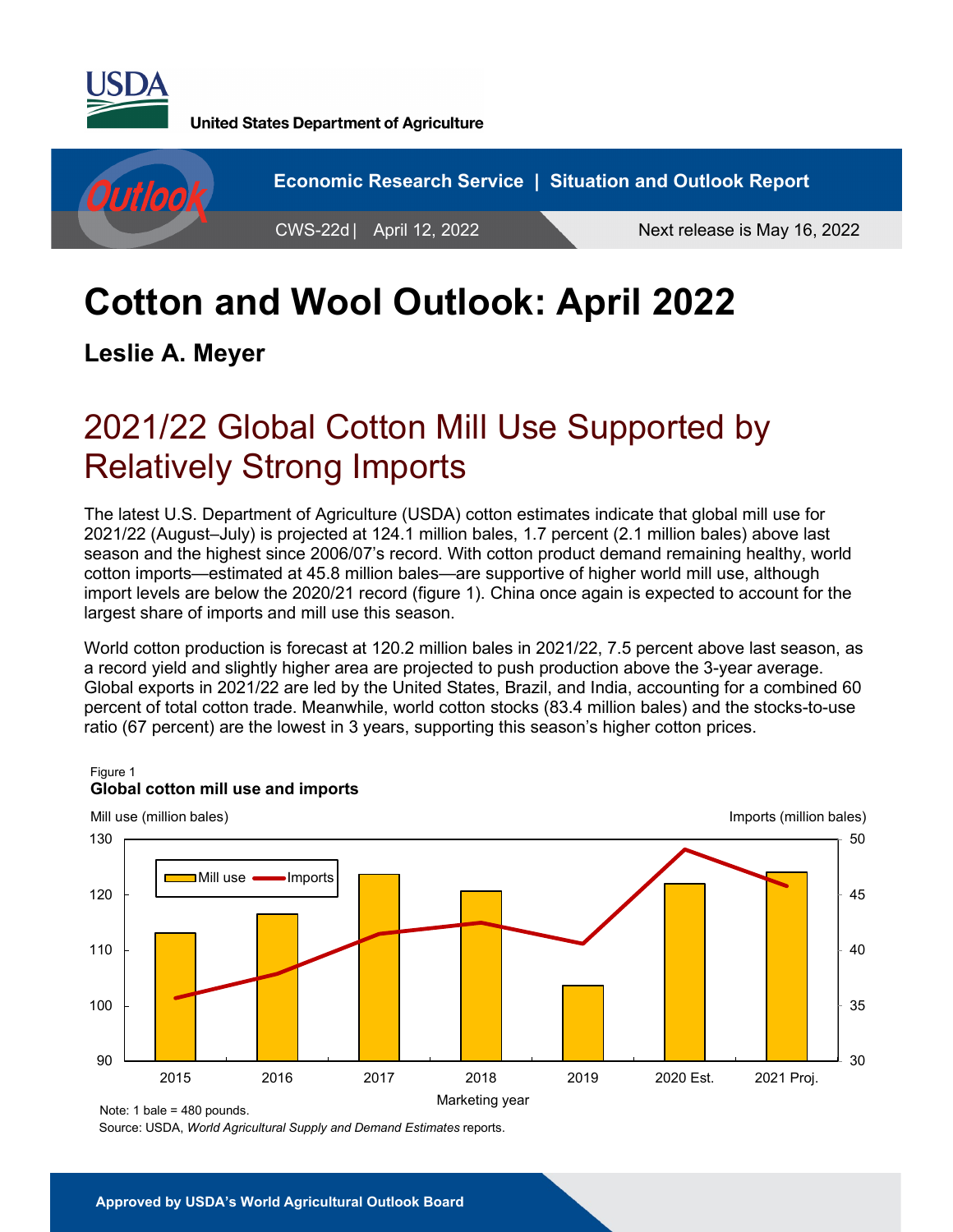United States Department of Agriculture

Economic Research Service | Situation and Outlook Report

CWS-22d | April 12, 2022

Next release is May 16, 2022

# Cotton and Wool Outlook: April 2022

**Leslie A. Meyer**

## 2021/22 Global Cotton Mill Use Supported by Relatively Strong Imports

The latest U.S. Department of Agriculture (USDA) cotton estimates indicate that global mill use for 2021/22 (August–July) is projected at 124.1 million bales, 1.7 percent (2.1 million bales) above last season and the highest since 2006/07's record. With cotton product demand remaining healthy, world cotton imports—estimated at 45.8 million bales—are supportive of higher world mill use, although import levels are below the 2020/21 record (figure 1). China once again is expected to account for the largest share of imports and mill use this season.

World cotton production is forecast at 120.2 million bales in 2021/22, 7.5 percent above last season, as a record yield and slightly higher area are projected to push production above the 3-year average. Global exports in 2021/22 are led by the United States, Brazil, and India, accounting for a combined 60 percent of total cotton trade. Meanwhile, world cotton stocks (83.4 million bales) and the stocks-to-use ratio (67 percent) are the lowest in 3 years, supporting this season's higher cotton prices.

Figure 1
**Global cotton mill use and imports**

Note: 1 bale = 480 pounds.
Source: USDA, *World Agricultural Supply and Demand Estimates* reports.

**Approved by USDA's World Agricultural Outlook Board**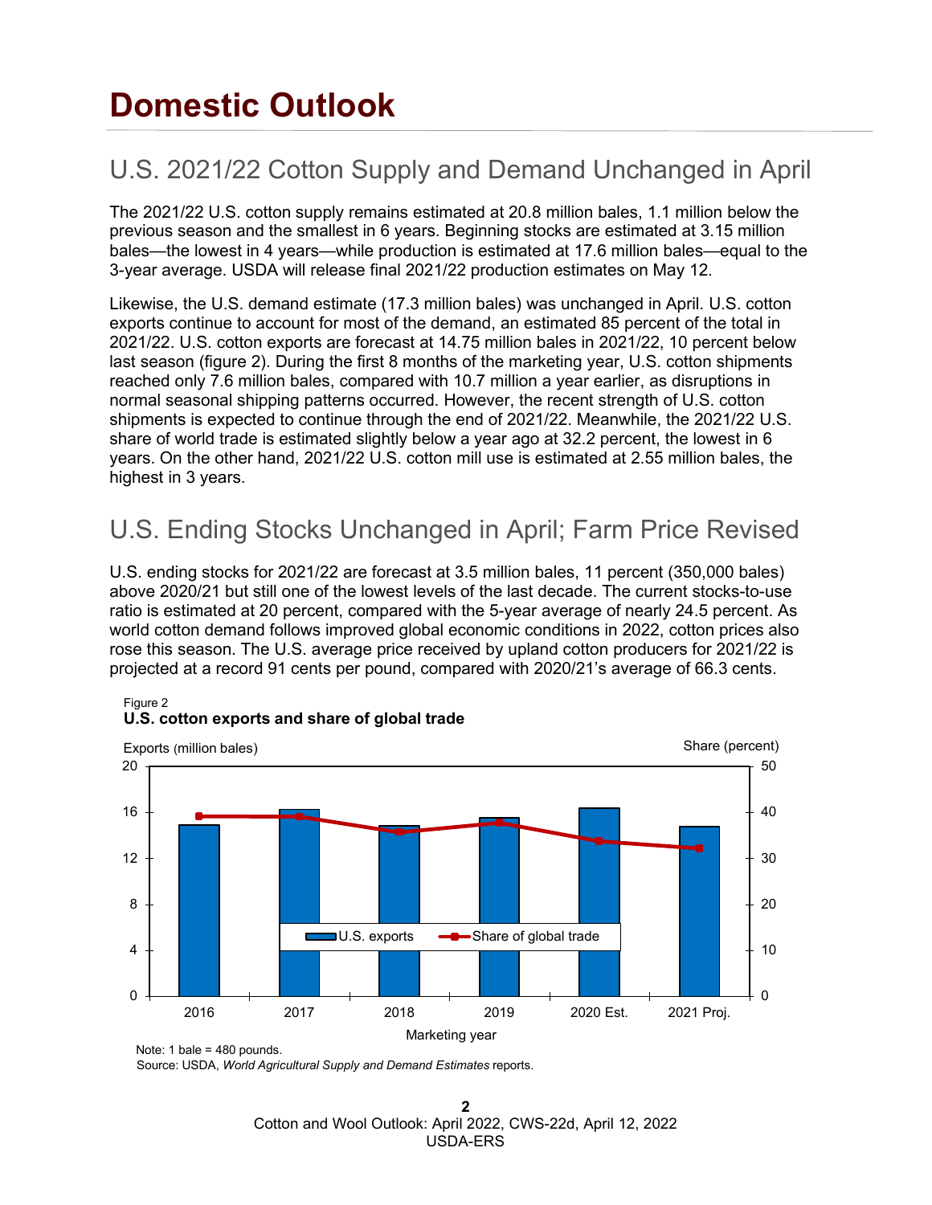# Domestic Outlook

## U.S. 2021/22 Cotton Supply and Demand Unchanged in April

The 2021/22 U.S. cotton supply remains estimated at 20.8 million bales, 1.1 million below the previous season and the smallest in 6 years. Beginning stocks are estimated at 3.15 million bales—the lowest in 4 years—while production is estimated at 17.6 million bales—equal to the 3-year average. USDA will release final 2021/22 production estimates on May 12.

Likewise, the U.S. demand estimate (17.3 million bales) was unchanged in April. U.S. cotton exports continue to account for most of the demand, an estimated 85 percent of the total in 2021/22. U.S. cotton exports are forecast at 14.75 million bales in 2021/22, 10 percent below last season (figure 2). During the first 8 months of the marketing year, U.S. cotton shipments reached only 7.6 million bales, compared with 10.7 million a year earlier, as disruptions in normal seasonal shipping patterns occurred. However, the recent strength of U.S. cotton shipments is expected to continue through the end of 2021/22. Meanwhile, the 2021/22 U.S. share of world trade is estimated slightly below a year ago at 32.2 percent, the lowest in 6 years. On the other hand, 2021/22 U.S. cotton mill use is estimated at 2.55 million bales, the highest in 3 years.

## U.S. Ending Stocks Unchanged in April; Farm Price Revised

U.S. ending stocks for 2021/22 are forecast at 3.5 million bales, 11 percent (350,000 bales) above 2020/21 but still one of the lowest levels of the last decade. The current stocks-to-use ratio is estimated at 20 percent, compared with the 5-year average of nearly 24.5 percent. As world cotton demand follows improved global economic conditions in 2022, cotton prices also rose this season. The U.S. average price received by upland cotton producers for 2021/22 is projected at a record 91 cents per pound, compared with 2020/21's average of 66.3 cents.

Figure 2
**U.S. cotton exports and share of global trade**

Note: 1 bale = 480 pounds.
Source: USDA, *World Agricultural Supply and Demand Estimates* reports.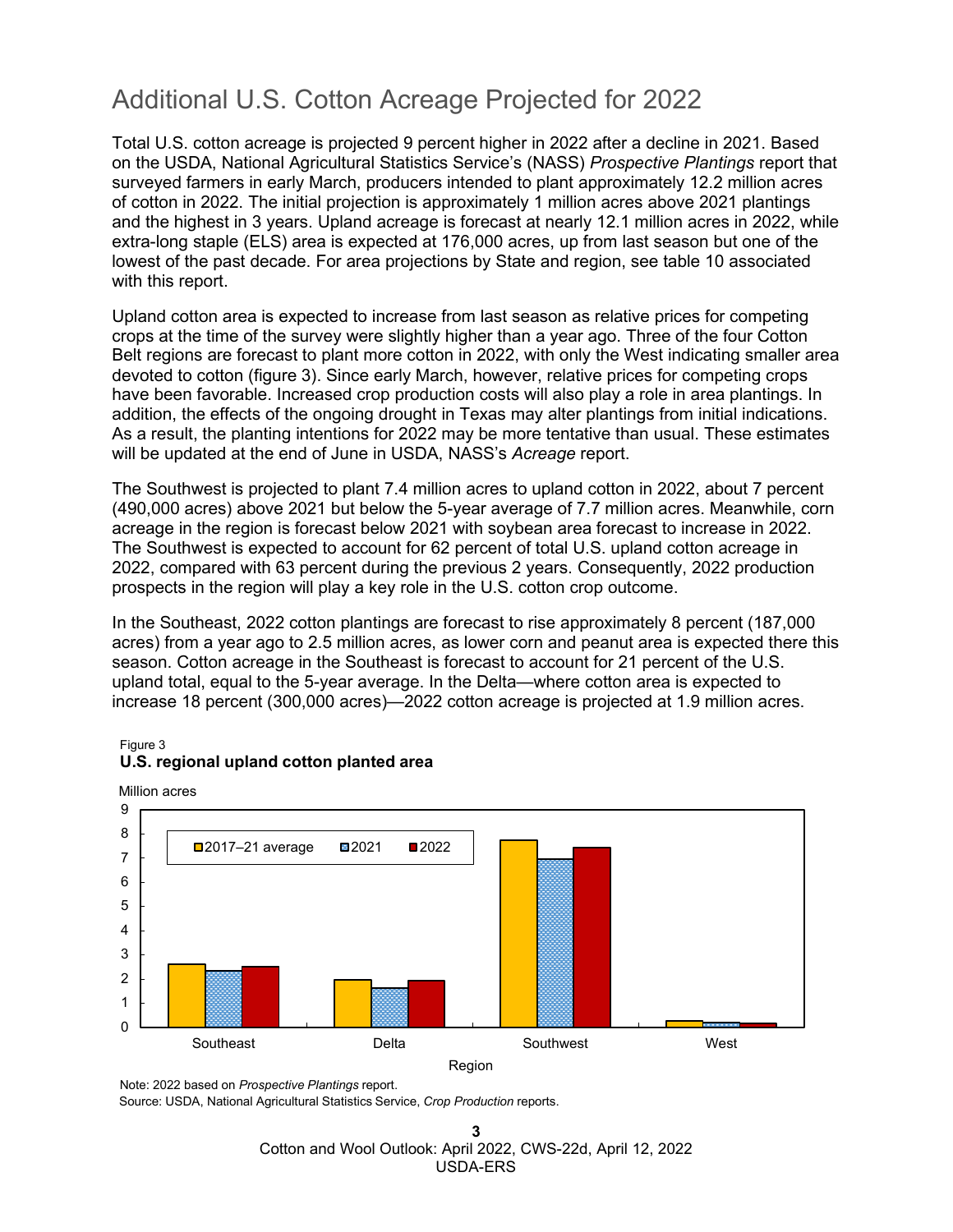# Additional U.S. Cotton Acreage Projected for 2022

Total U.S. cotton acreage is projected 9 percent higher in 2022 after a decline in 2021. Based on the USDA, National Agricultural Statistics Service's (NASS) *Prospective Plantings* report that surveyed farmers in early March, producers intended to plant approximately 12.2 million acres of cotton in 2022. The initial projection is approximately 1 million acres above 2021 plantings and the highest in 3 years. Upland acreage is forecast at nearly 12.1 million acres in 2022, while extra-long staple (ELS) area is expected at 176,000 acres, up from last season but one of the lowest of the past decade. For area projections by State and region, see table 10 associated with this report.

Upland cotton area is expected to increase from last season as relative prices for competing crops at the time of the survey were slightly higher than a year ago. Three of the four Cotton Belt regions are forecast to plant more cotton in 2022, with only the West indicating smaller area devoted to cotton (figure 3). Since early March, however, relative prices for competing crops have been favorable. Increased crop production costs will also play a role in area plantings. In addition, the effects of the ongoing drought in Texas may alter plantings from initial indications. As a result, the planting intentions for 2022 may be more tentative than usual. These estimates will be updated at the end of June in USDA, NASS's *Acreage* report.

The Southwest is projected to plant 7.4 million acres to upland cotton in 2022, about 7 percent (490,000 acres) above 2021 but below the 5-year average of 7.7 million acres. Meanwhile, corn acreage in the region is forecast below 2021 with soybean area forecast to increase in 2022. The Southwest is expected to account for 62 percent of total U.S. upland cotton acreage in 2022, compared with 63 percent during the previous 2 years. Consequently, 2022 production prospects in the region will play a key role in the U.S. cotton crop outcome.

In the Southeast, 2022 cotton plantings are forecast to rise approximately 8 percent (187,000 acres) from a year ago to 2.5 million acres, as lower corn and peanut area is expected there this season. Cotton acreage in the Southeast is forecast to account for 21 percent of the U.S. upland total, equal to the 5-year average. In the Delta—where cotton area is expected to increase 18 percent (300,000 acres)—2022 cotton acreage is projected at 1.9 million acres.

Figure 3
**U.S. regional upland cotton planted area**

Million acres

| Region | 2017–21 average | 2021 | 2022 |
|---|---|---|---|
| Southeast | ~2.6 | ~2.3 | ~2.5 |
| Delta | ~2.0 | ~1.6 | ~1.9 |
| Southwest | ~7.7 | ~6.9 | ~7.4 |
| West | ~0.3 | ~0.2 | ~0.2 |

Note: 2022 based on *Prospective Plantings* report.
Source: USDA, National Agricultural Statistics Service, *Crop Production* reports.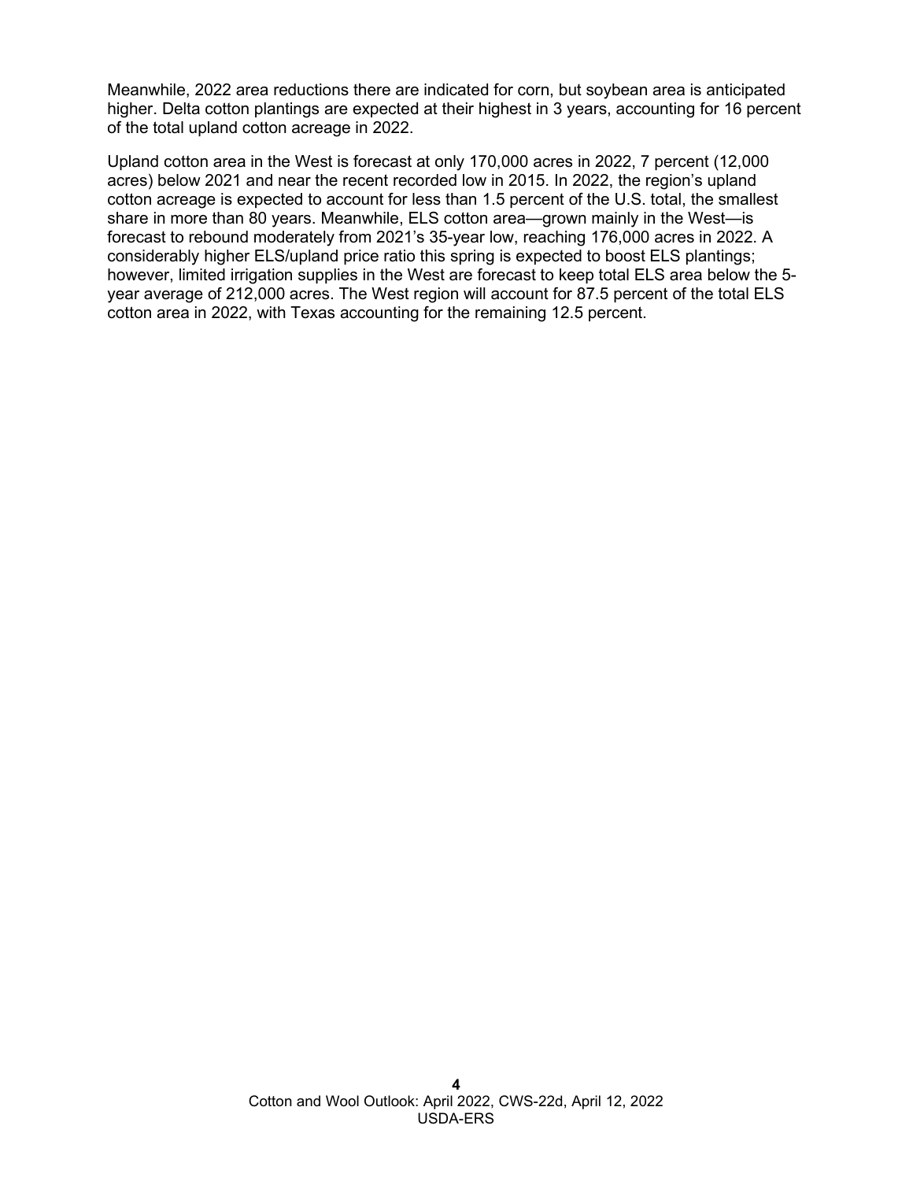Meanwhile, 2022 area reductions there are indicated for corn, but soybean area is anticipated higher. Delta cotton plantings are expected at their highest in 3 years, accounting for 16 percent of the total upland cotton acreage in 2022.

Upland cotton area in the West is forecast at only 170,000 acres in 2022, 7 percent (12,000 acres) below 2021 and near the recent recorded low in 2015. In 2022, the region's upland cotton acreage is expected to account for less than 1.5 percent of the U.S. total, the smallest share in more than 80 years. Meanwhile, ELS cotton area—grown mainly in the West—is forecast to rebound moderately from 2021's 35-year low, reaching 176,000 acres in 2022. A considerably higher ELS/upland price ratio this spring is expected to boost ELS plantings; however, limited irrigation supplies in the West are forecast to keep total ELS area below the 5-year average of 212,000 acres. The West region will account for 87.5 percent of the total ELS cotton area in 2022, with Texas accounting for the remaining 12.5 percent.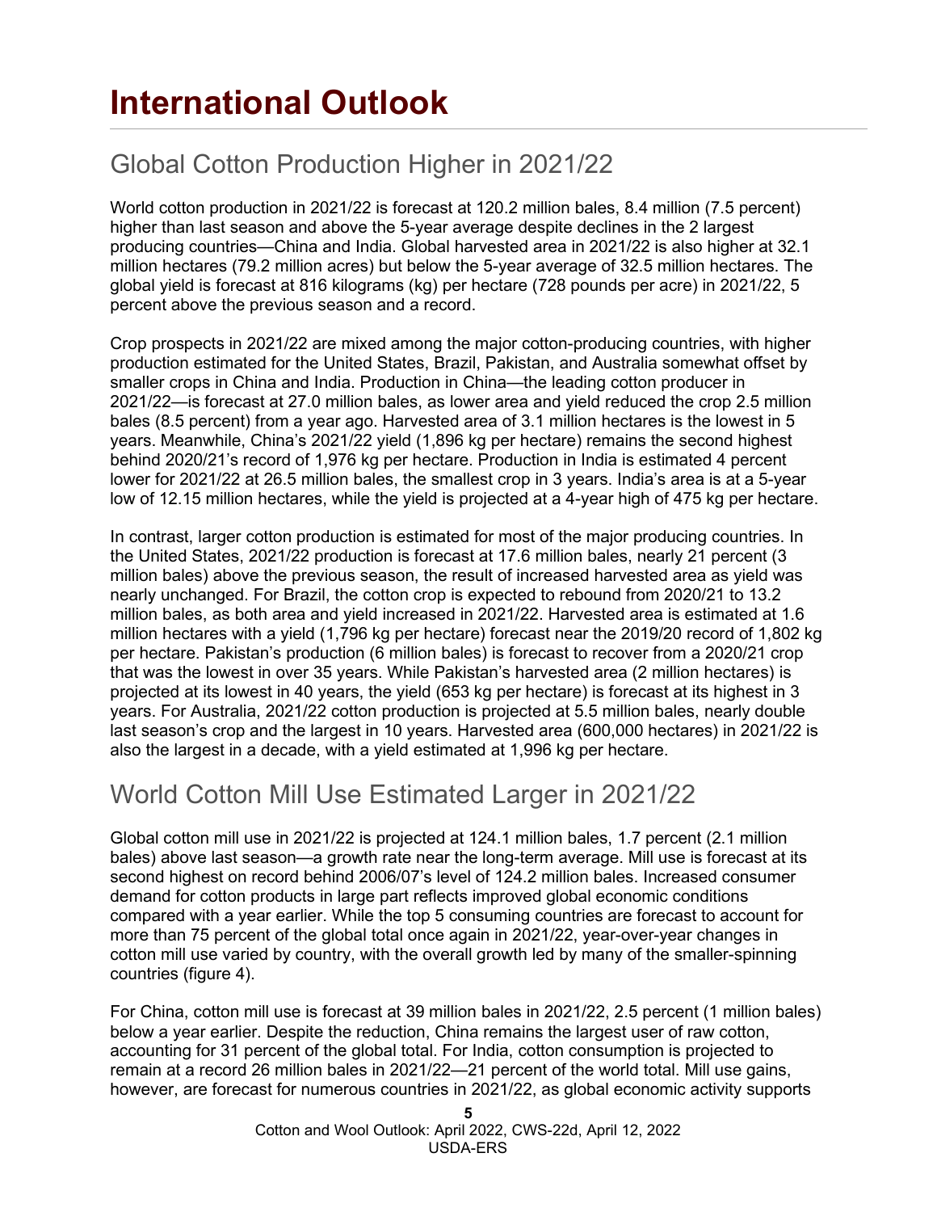# International Outlook

## Global Cotton Production Higher in 2021/22

World cotton production in 2021/22 is forecast at 120.2 million bales, 8.4 million (7.5 percent) higher than last season and above the 5-year average despite declines in the 2 largest producing countries—China and India. Global harvested area in 2021/22 is also higher at 32.1 million hectares (79.2 million acres) but below the 5-year average of 32.5 million hectares. The global yield is forecast at 816 kilograms (kg) per hectare (728 pounds per acre) in 2021/22, 5 percent above the previous season and a record.

Crop prospects in 2021/22 are mixed among the major cotton-producing countries, with higher production estimated for the United States, Brazil, Pakistan, and Australia somewhat offset by smaller crops in China and India. Production in China—the leading cotton producer in 2021/22—is forecast at 27.0 million bales, as lower area and yield reduced the crop 2.5 million bales (8.5 percent) from a year ago. Harvested area of 3.1 million hectares is the lowest in 5 years. Meanwhile, China's 2021/22 yield (1,896 kg per hectare) remains the second highest behind 2020/21's record of 1,976 kg per hectare. Production in India is estimated 4 percent lower for 2021/22 at 26.5 million bales, the smallest crop in 3 years. India's area is at a 5-year low of 12.15 million hectares, while the yield is projected at a 4-year high of 475 kg per hectare.

In contrast, larger cotton production is estimated for most of the major producing countries. In the United States, 2021/22 production is forecast at 17.6 million bales, nearly 21 percent (3 million bales) above the previous season, the result of increased harvested area as yield was nearly unchanged. For Brazil, the cotton crop is expected to rebound from 2020/21 to 13.2 million bales, as both area and yield increased in 2021/22. Harvested area is estimated at 1.6 million hectares with a yield (1,796 kg per hectare) forecast near the 2019/20 record of 1,802 kg per hectare. Pakistan's production (6 million bales) is forecast to recover from a 2020/21 crop that was the lowest in over 35 years. While Pakistan's harvested area (2 million hectares) is projected at its lowest in 40 years, the yield (653 kg per hectare) is forecast at its highest in 3 years. For Australia, 2021/22 cotton production is projected at 5.5 million bales, nearly double last season's crop and the largest in 10 years. Harvested area (600,000 hectares) in 2021/22 is also the largest in a decade, with a yield estimated at 1,996 kg per hectare.

## World Cotton Mill Use Estimated Larger in 2021/22

Global cotton mill use in 2021/22 is projected at 124.1 million bales, 1.7 percent (2.1 million bales) above last season—a growth rate near the long-term average. Mill use is forecast at its second highest on record behind 2006/07's level of 124.2 million bales. Increased consumer demand for cotton products in large part reflects improved global economic conditions compared with a year earlier. While the top 5 consuming countries are forecast to account for more than 75 percent of the global total once again in 2021/22, year-over-year changes in cotton mill use varied by country, with the overall growth led by many of the smaller-spinning countries (figure 4).

For China, cotton mill use is forecast at 39 million bales in 2021/22, 2.5 percent (1 million bales) below a year earlier. Despite the reduction, China remains the largest user of raw cotton, accounting for 31 percent of the global total. For India, cotton consumption is projected to remain at a record 26 million bales in 2021/22—21 percent of the world total. Mill use gains, however, are forecast for numerous countries in 2021/22, as global economic activity supports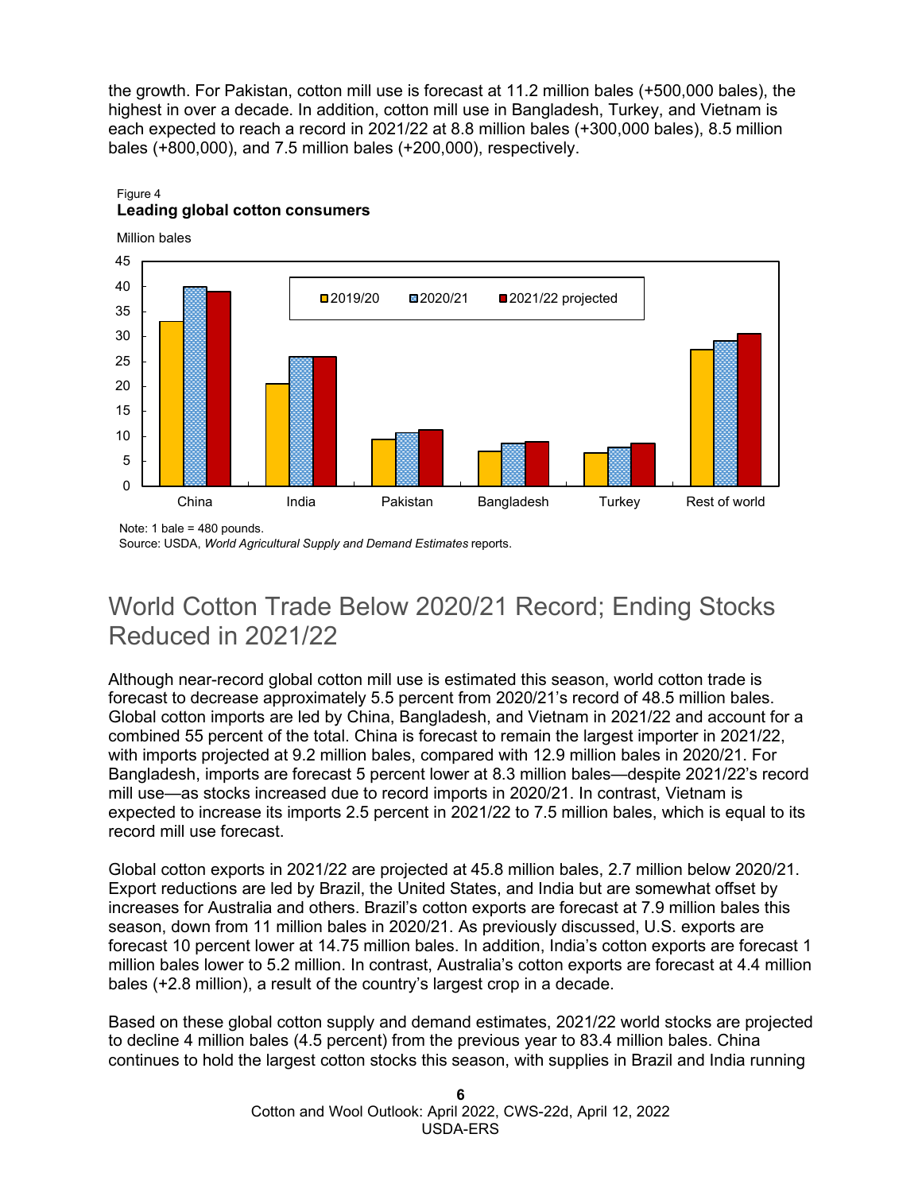the growth. For Pakistan, cotton mill use is forecast at 11.2 million bales (+500,000 bales), the highest in over a decade. In addition, cotton mill use in Bangladesh, Turkey, and Vietnam is each expected to reach a record in 2021/22 at 8.8 million bales (+300,000 bales), 8.5 million bales (+800,000), and 7.5 million bales (+200,000), respectively.

Figure 4
**Leading global cotton consumers**

Million bales

Note: 1 bale = 480 pounds.
Source: USDA, *World Agricultural Supply and Demand Estimates* reports.

## World Cotton Trade Below 2020/21 Record; Ending Stocks Reduced in 2021/22

Although near-record global cotton mill use is estimated this season, world cotton trade is forecast to decrease approximately 5.5 percent from 2020/21's record of 48.5 million bales. Global cotton imports are led by China, Bangladesh, and Vietnam in 2021/22 and account for a combined 55 percent of the total. China is forecast to remain the largest importer in 2021/22, with imports projected at 9.2 million bales, compared with 12.9 million bales in 2020/21. For Bangladesh, imports are forecast 5 percent lower at 8.3 million bales—despite 2021/22's record mill use—as stocks increased due to record imports in 2020/21. In contrast, Vietnam is expected to increase its imports 2.5 percent in 2021/22 to 7.5 million bales, which is equal to its record mill use forecast.

Global cotton exports in 2021/22 are projected at 45.8 million bales, 2.7 million below 2020/21. Export reductions are led by Brazil, the United States, and India but are somewhat offset by increases for Australia and others. Brazil's cotton exports are forecast at 7.9 million bales this season, down from 11 million bales in 2020/21. As previously discussed, U.S. exports are forecast 10 percent lower at 14.75 million bales. In addition, India's cotton exports are forecast 1 million bales lower to 5.2 million. In contrast, Australia's cotton exports are forecast at 4.4 million bales (+2.8 million), a result of the country's largest crop in a decade.

Based on these global cotton supply and demand estimates, 2021/22 world stocks are projected to decline 4 million bales (4.5 percent) from the previous year to 83.4 million bales. China continues to hold the largest cotton stocks this season, with supplies in Brazil and India running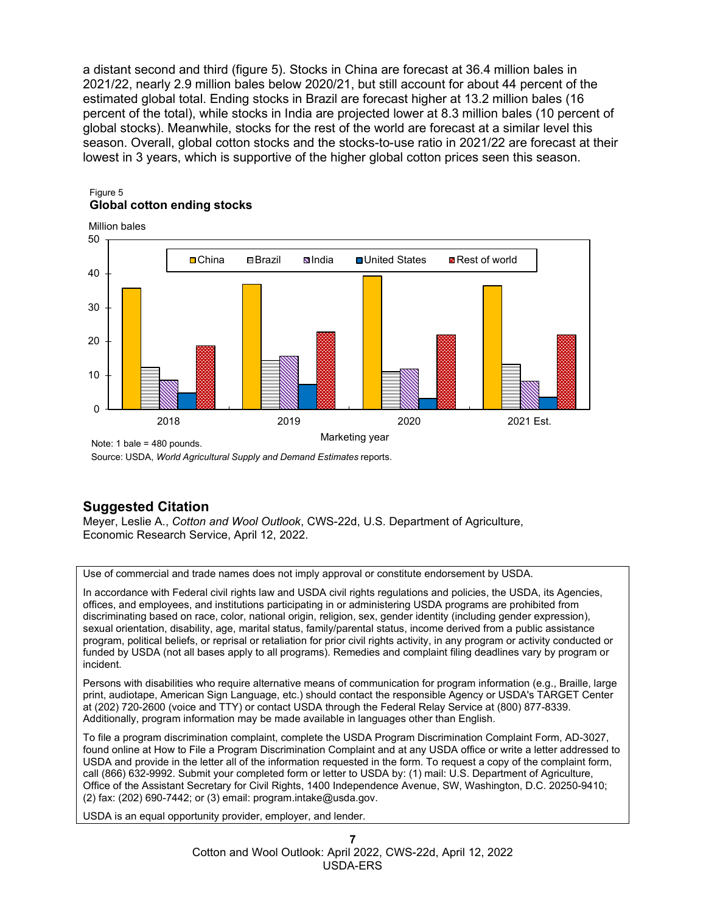a distant second and third (figure 5). Stocks in China are forecast at 36.4 million bales in 2021/22, nearly 2.9 million bales below 2020/21, but still account for about 44 percent of the estimated global total. Ending stocks in Brazil are forecast higher at 13.2 million bales (16 percent of the total), while stocks in India are projected lower at 8.3 million bales (10 percent of global stocks). Meanwhile, stocks for the rest of the world are forecast at a similar level this season. Overall, global cotton stocks and the stocks-to-use ratio in 2021/22 are forecast at their lowest in 3 years, which is supportive of the higher global cotton prices seen this season.

Figure 5
**Global cotton ending stocks**

Million bales

50
40
30
20
10
0

China
Brazil
India
United States
Rest of world

2018
2019
2020
2021 Est.

Marketing year

Note: 1 bale = 480 pounds.

Source: USDA, *World Agricultural Supply and Demand Estimates* reports.

## Suggested Citation

Meyer, Leslie A., *Cotton and Wool Outlook*, CWS-22d, U.S. Department of Agriculture, Economic Research Service, April 12, 2022.

Use of commercial and trade names does not imply approval or constitute endorsement by USDA.

In accordance with Federal civil rights law and USDA civil rights regulations and policies, the USDA, its Agencies, offices, and employees, and institutions participating in or administering USDA programs are prohibited from discriminating based on race, color, national origin, religion, sex, gender identity (including gender expression), sexual orientation, disability, age, marital status, family/parental status, income derived from a public assistance program, political beliefs, or reprisal or retaliation for prior civil rights activity, in any program or activity conducted or funded by USDA (not all bases apply to all programs). Remedies and complaint filing deadlines vary by program or incident.

Persons with disabilities who require alternative means of communication for program information (e.g., Braille, large print, audiotape, American Sign Language, etc.) should contact the responsible Agency or USDA's TARGET Center at (202) 720-2600 (voice and TTY) or contact USDA through the Federal Relay Service at (800) 877-8339. Additionally, program information may be made available in languages other than English.

To file a program discrimination complaint, complete the USDA Program Discrimination Complaint Form, AD-3027, found online at How to File a Program Discrimination Complaint and at any USDA office or write a letter addressed to USDA and provide in the letter all of the information requested in the form. To request a copy of the complaint form, call (866) 632-9992. Submit your completed form or letter to USDA by: (1) mail: U.S. Department of Agriculture, Office of the Assistant Secretary for Civil Rights, 1400 Independence Avenue, SW, Washington, D.C. 20250-9410; (2) fax: (202) 690-7442; or (3) email: program.intake@usda.gov.

USDA is an equal opportunity provider, employer, and lender.